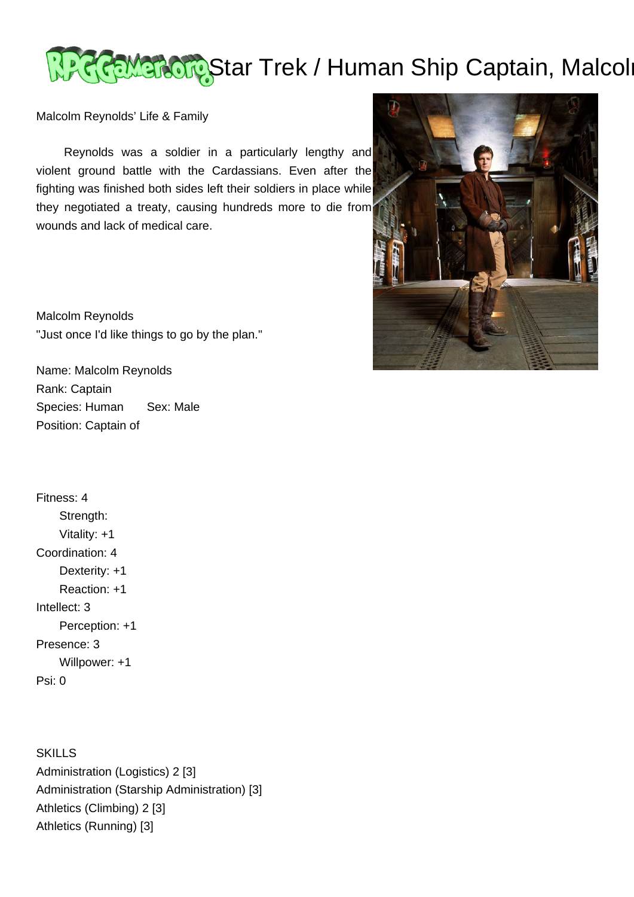# Star Trek / Human Ship Captain, Malcolm

Malcolm Reynolds' Life & Family

Reynolds was a soldier in a particularly lengthy and violent ground battle with the Cardassians. Even after the fighting was finished both sides left their soldiers in place while they negotiated a treaty, causing hundreds more to die from wounds and lack of medical care.

Malcolm Reynolds
"Just once I'd like things to go by the plan."

Name: Malcolm Reynolds
Rank: Captain
Species: Human    Sex: Male
Position: Captain of

Fitness: 4
  Strength:
  Vitality: +1
Coordination: 4
  Dexterity: +1
  Reaction: +1
Intellect: 3
  Perception: +1
Presence: 3
  Willpower: +1
Psi: 0

SKILLS
Administration (Logistics) 2 [3]
Administration (Starship Administration) [3]
Athletics (Climbing) 2 [3]
Athletics (Running) [3]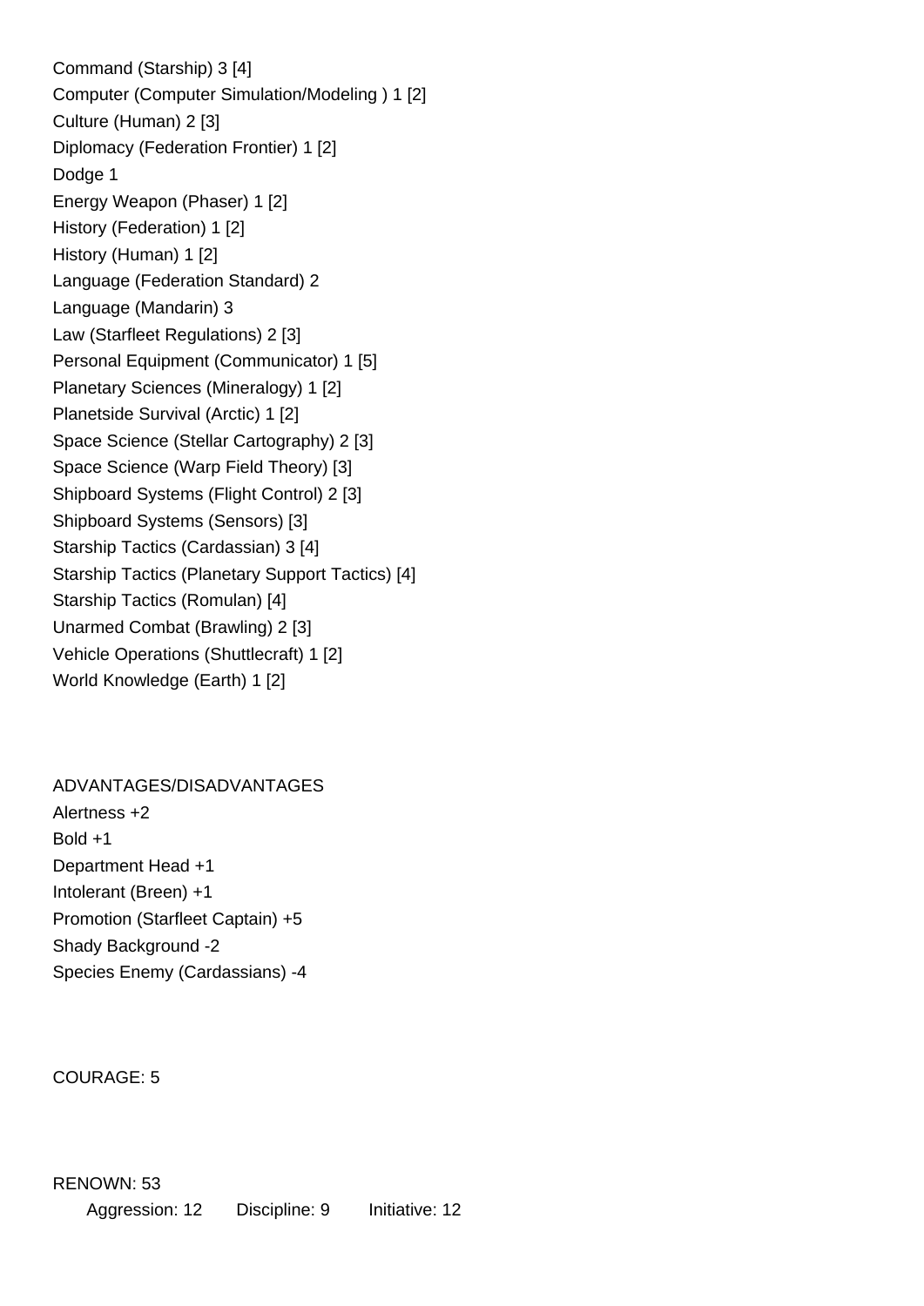Command (Starship) 3 [4]
Computer (Computer Simulation/Modeling ) 1 [2]
Culture (Human) 2 [3]
Diplomacy (Federation Frontier) 1 [2]
Dodge 1
Energy Weapon (Phaser) 1 [2]
History (Federation) 1 [2]
History (Human) 1 [2]
Language (Federation Standard) 2
Language (Mandarin) 3
Law (Starfleet Regulations) 2 [3]
Personal Equipment (Communicator) 1 [5]
Planetary Sciences (Mineralogy) 1 [2]
Planetside Survival (Arctic) 1 [2]
Space Science (Stellar Cartography) 2 [3]
Space Science (Warp Field Theory) [3]
Shipboard Systems (Flight Control) 2 [3]
Shipboard Systems (Sensors) [3]
Starship Tactics (Cardassian) 3 [4]
Starship Tactics (Planetary Support Tactics) [4]
Starship Tactics (Romulan) [4]
Unarmed Combat (Brawling) 2 [3]
Vehicle Operations (Shuttlecraft) 1 [2]
World Knowledge (Earth) 1 [2]

ADVANTAGES/DISADVANTAGES
Alertness +2
Bold +1
Department Head +1
Intolerant (Breen) +1
Promotion (Starfleet Captain) +5
Shady Background -2
Species Enemy (Cardassians) -4

COURAGE: 5

RENOWN: 53
Aggression: 12 Discipline: 9 Initiative: 12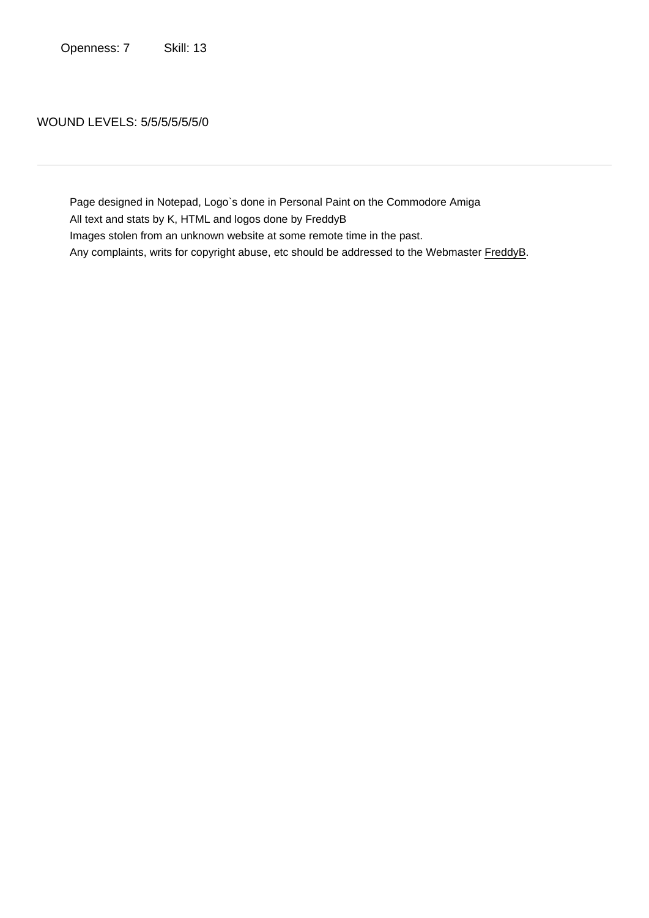Openness: 7 Skill: 13

WOUND LEVELS: 5/5/5/5/5/5/0

---

Page designed in Notepad, Logo`s done in Personal Paint on the Commodore Amiga
All text and stats by K, HTML and logos done by FreddyB
Images stolen from an unknown website at some remote time in the past.
Any complaints, writs for copyright abuse, etc should be addressed to the Webmaster FreddyB.